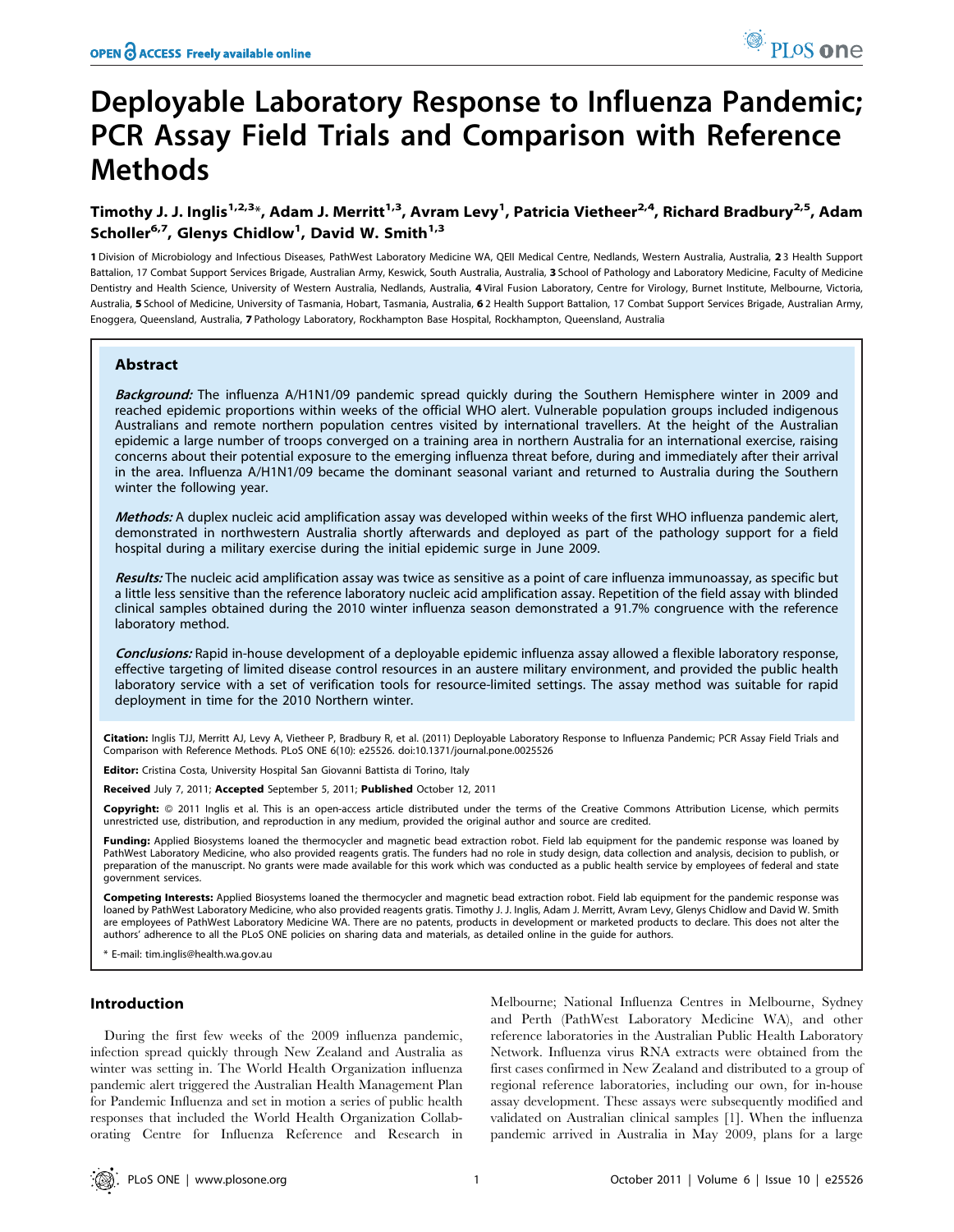# Deployable Laboratory Response to Influenza Pandemic; PCR Assay Field Trials and Comparison with Reference Methods

**Timothy J. J. Inglis[1,2,3]*, Adam J. Merritt[1,3], Avram Levy[1], Patricia Vietheer[2,4], Richard Bradbury[2,5], Adam Scholler[6,7], Glenys Chidlow[1], David W. Smith[1,3]**

1 Division of Microbiology and Infectious Diseases, PathWest Laboratory Medicine WA, QEII Medical Centre, Nedlands, Western Australia, Australia, 2 3 Health Support Battalion, 17 Combat Support Services Brigade, Australian Army, Keswick, South Australia, Australia, 3 School of Pathology and Laboratory Medicine, Faculty of Medicine Dentistry and Health Science, University of Western Australia, Nedlands, Australia, 4 Viral Fusion Laboratory, Centre for Virology, Burnet Institute, Melbourne, Victoria, Australia, 5 School of Medicine, University of Tasmania, Hobart, Tasmania, Australia, 6 2 Health Support Battalion, 17 Combat Support Services Brigade, Australian Army, Enoggera, Queensland, Australia, 7 Pathology Laboratory, Rockhampton Base Hospital, Rockhampton, Queensland, Australia

## Abstract

***Background:*** The influenza A/H1N1/09 pandemic spread quickly during the Southern Hemisphere winter in 2009 and reached epidemic proportions within weeks of the official WHO alert. Vulnerable population groups included indigenous Australians and remote northern population centres visited by international travellers. At the height of the Australian epidemic a large number of troops converged on a training area in northern Australia for an international exercise, raising concerns about their potential exposure to the emerging influenza threat before, during and immediately after their arrival in the area. Influenza A/H1N1/09 became the dominant seasonal variant and returned to Australia during the Southern winter the following year.

***Methods:*** A duplex nucleic acid amplification assay was developed within weeks of the first WHO influenza pandemic alert, demonstrated in northwestern Australia shortly afterwards and deployed as part of the pathology support for a field hospital during a military exercise during the initial epidemic surge in June 2009.

***Results:*** The nucleic acid amplification assay was twice as sensitive as a point of care influenza immunoassay, as specific but a little less sensitive than the reference laboratory nucleic acid amplification assay. Repetition of the field assay with blinded clinical samples obtained during the 2010 winter influenza season demonstrated a 91.7% congruence with the reference laboratory method.

***Conclusions:*** Rapid in-house development of a deployable epidemic influenza assay allowed a flexible laboratory response, effective targeting of limited disease control resources in an austere military environment, and provided the public health laboratory service with a set of verification tools for resource-limited settings. The assay method was suitable for rapid deployment in time for the 2010 Northern winter.

**Citation:** Inglis TJJ, Merritt AJ, Levy A, Vietheer P, Bradbury R, et al. (2011) Deployable Laboratory Response to Influenza Pandemic; PCR Assay Field Trials and Comparison with Reference Methods. PLoS ONE 6(10): e25526. doi:10.1371/journal.pone.0025526

**Editor:** Cristina Costa, University Hospital San Giovanni Battista di Torino, Italy

**Received** July 7, 2011; **Accepted** September 5, 2011; **Published** October 12, 2011

**Copyright:** © 2011 Inglis et al. This is an open-access article distributed under the terms of the Creative Commons Attribution License, which permits unrestricted use, distribution, and reproduction in any medium, provided the original author and source are credited.

**Funding:** Applied Biosystems loaned the thermocycler and magnetic bead extraction robot. Field lab equipment for the pandemic response was loaned by PathWest Laboratory Medicine, who also provided reagents gratis. The funders had no role in study design, data collection and analysis, decision to publish, or preparation of the manuscript. No grants were made available for this work which was conducted as a public health service by employees of federal and state government services.

**Competing Interests:** Applied Biosystems loaned the thermocycler and magnetic bead extraction robot. Field lab equipment for the pandemic response was loaned by PathWest Laboratory Medicine, who also provided reagents gratis. Timothy J. J. Inglis, Adam J. Merritt, Avram Levy, Glenys Chidlow and David W. Smith are employees of PathWest Laboratory Medicine WA. There are no patents, products in development or marketed products to declare. This does not alter the authors' adherence to all the PLoS ONE policies on sharing data and materials, as detailed online in the guide for authors.

\* E-mail: tim.inglis@health.wa.gov.au

## Introduction

During the first few weeks of the 2009 influenza pandemic, infection spread quickly through New Zealand and Australia as winter was setting in. The World Health Organization influenza pandemic alert triggered the Australian Health Management Plan for Pandemic Influenza and set in motion a series of public health responses that included the World Health Organization Collaborating Centre for Influenza Reference and Research in Melbourne; National Influenza Centres in Melbourne, Sydney and Perth (PathWest Laboratory Medicine WA), and other reference laboratories in the Australian Public Health Laboratory Network. Influenza virus RNA extracts were obtained from the first cases confirmed in New Zealand and distributed to a group of regional reference laboratories, including our own, for in-house assay development. These assays were subsequently modified and validated on Australian clinical samples [1]. When the influenza pandemic arrived in Australia in May 2009, plans for a large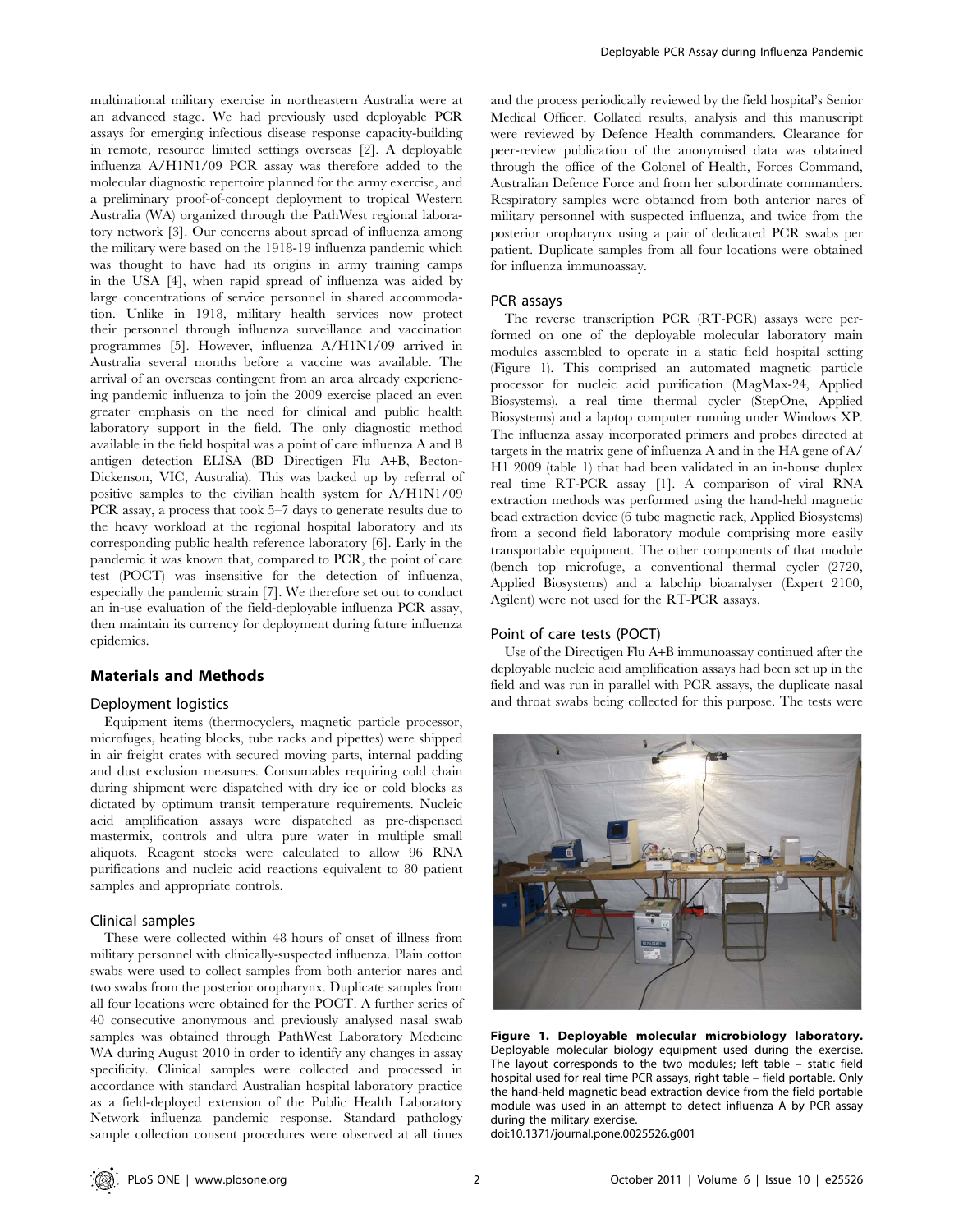multinational military exercise in northeastern Australia were at an advanced stage. We had previously used deployable PCR assays for emerging infectious disease response capacity-building in remote, resource limited settings overseas [2]. A deployable influenza A/H1N1/09 PCR assay was therefore added to the molecular diagnostic repertoire planned for the army exercise, and a preliminary proof-of-concept deployment to tropical Western Australia (WA) organized through the PathWest regional laboratory network [3]. Our concerns about spread of influenza among the military were based on the 1918-19 influenza pandemic which was thought to have had its origins in army training camps in the USA [4], when rapid spread of influenza was aided by large concentrations of service personnel in shared accommodation. Unlike in 1918, military health services now protect their personnel through influenza surveillance and vaccination programmes [5]. However, influenza A/H1N1/09 arrived in Australia several months before a vaccine was available. The arrival of an overseas contingent from an area already experiencing pandemic influenza to join the 2009 exercise placed an even greater emphasis on the need for clinical and public health laboratory support in the field. The only diagnostic method available in the field hospital was a point of care influenza A and B antigen detection ELISA (BD Directigen Flu A+B, Becton-Dickenson, VIC, Australia). This was backed up by referral of positive samples to the civilian health system for A/H1N1/09 PCR assay, a process that took 5–7 days to generate results due to the heavy workload at the regional hospital laboratory and its corresponding public health reference laboratory [6]. Early in the pandemic it was known that, compared to PCR, the point of care test (POCT) was insensitive for the detection of influenza, especially the pandemic strain [7]. We therefore set out to conduct an in-use evaluation of the field-deployable influenza PCR assay, then maintain its currency for deployment during future influenza epidemics.

## Materials and Methods

### Deployment logistics

Equipment items (thermocyclers, magnetic particle processor, microfuges, heating blocks, tube racks and pipettes) were shipped in air freight crates with secured moving parts, internal padding and dust exclusion measures. Consumables requiring cold chain during shipment were dispatched with dry ice or cold blocks as dictated by optimum transit temperature requirements. Nucleic acid amplification assays were dispatched as pre-dispensed mastermix, controls and ultra pure water in multiple small aliquots. Reagent stocks were calculated to allow 96 RNA purifications and nucleic acid reactions equivalent to 80 patient samples and appropriate controls.

### Clinical samples

These were collected within 48 hours of onset of illness from military personnel with clinically-suspected influenza. Plain cotton swabs were used to collect samples from both anterior nares and two swabs from the posterior oropharynx. Duplicate samples from all four locations were obtained for the POCT. A further series of 40 consecutive anonymous and previously analysed nasal swab samples was obtained through PathWest Laboratory Medicine WA during August 2010 in order to identify any changes in assay specificity. Clinical samples were collected and processed in accordance with standard Australian hospital laboratory practice as a field-deployed extension of the Public Health Laboratory Network influenza pandemic response. Standard pathology sample collection consent procedures were observed at all times and the process periodically reviewed by the field hospital's Senior Medical Officer. Collated results, analysis and this manuscript were reviewed by Defence Health commanders. Clearance for peer-review publication of the anonymised data was obtained through the office of the Colonel of Health, Forces Command, Australian Defence Force and from her subordinate commanders. Respiratory samples were obtained from both anterior nares of military personnel with suspected influenza, and twice from the posterior oropharynx using a pair of dedicated PCR swabs per patient. Duplicate samples from all four locations were obtained for influenza immunoassay.

### PCR assays

The reverse transcription PCR (RT-PCR) assays were performed on one of the deployable molecular laboratory main modules assembled to operate in a static field hospital setting (Figure 1). This comprised an automated magnetic particle processor for nucleic acid purification (MagMax-24, Applied Biosystems), a real time thermal cycler (StepOne, Applied Biosystems) and a laptop computer running under Windows XP. The influenza assay incorporated primers and probes directed at targets in the matrix gene of influenza A and in the HA gene of A/H1 2009 (table 1) that had been validated in an in-house duplex real time RT-PCR assay [1]. A comparison of viral RNA extraction methods was performed using the hand-held magnetic bead extraction device (6 tube magnetic rack, Applied Biosystems) from a second field laboratory module comprising more easily transportable equipment. The other components of that module (bench top microfuge, a conventional thermal cycler (2720, Applied Biosystems) and a labchip bioanalyser (Expert 2100, Agilent) were not used for the RT-PCR assays.

### Point of care tests (POCT)

Use of the Directigen Flu A+B immunoassay continued after the deployable nucleic acid amplification assays had been set up in the field and was run in parallel with PCR assays, the duplicate nasal and throat swabs being collected for this purpose. The tests were

**Figure 1. Deployable molecular microbiology laboratory.** Deployable molecular biology equipment used during the exercise. The layout corresponds to the two modules; left table – static field hospital used for real time PCR assays, right table – field portable. Only the hand-held magnetic bead extraction device from the field portable module was used in an attempt to detect influenza A by PCR assay during the military exercise.
doi:10.1371/journal.pone.0025526.g001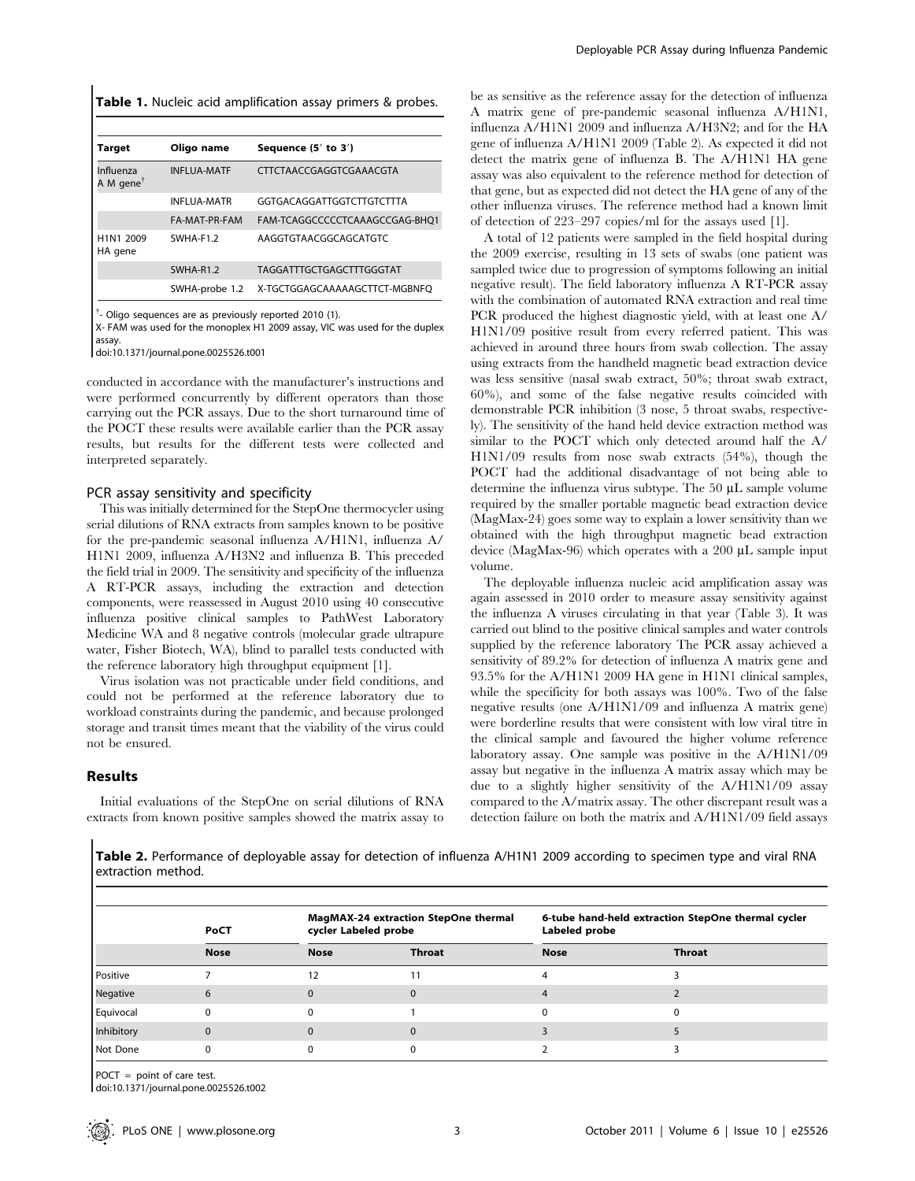**Table 1.** Nucleic acid amplification assay primers & probes.

| Target | Oligo name | Sequence (5′ to 3′) |
|---|---|---|
| Influenza A M gene[†] | INFLUA-MATF | CTTCTAACCGAGGTCGAAACGTA |
| | INFLUA-MATR | GGTGACAGGATTGGTCTTGTCTTTA |
| | FA-MAT-PR-FAM | FAM-TCAGGCCCCCTCAAAGCCGAG-BHQ1 |
| H1N1 2009 HA gene | SWHA-F1.2 | AAGGTGTAACGGCAGCATGTC |
| | SWHA-R1.2 | TAGGATTTGCTGAGCTTTGGGTAT |
| | SWHA-probe 1.2 | X-TGCTGGAGCAAAAAGCTTCT-MGBNFQ |

[†]- Oligo sequences are as previously reported 2010 (1).

X- FAM was used for the monoplex H1 2009 assay, VIC was used for the duplex assay.

doi:10.1371/journal.pone.0025526.t001

conducted in accordance with the manufacturer's instructions and were performed concurrently by different operators than those carrying out the PCR assays. Due to the short turnaround time of the POCT these results were available earlier than the PCR assay results, but results for the different tests were collected and interpreted separately.

### PCR assay sensitivity and specificity

This was initially determined for the StepOne thermocycler using serial dilutions of RNA extracts from samples known to be positive for the pre-pandemic seasonal influenza A/H1N1, influenza A/H1N1 2009, influenza A/H3N2 and influenza B. This preceded the field trial in 2009. The sensitivity and specificity of the influenza A RT-PCR assays, including the extraction and detection components, were reassessed in August 2010 using 40 consecutive influenza positive clinical samples to PathWest Laboratory Medicine WA and 8 negative controls (molecular grade ultrapure water, Fisher Biotech, WA), blind to parallel tests conducted with the reference laboratory high throughput equipment [1].

Virus isolation was not practicable under field conditions, and could not be performed at the reference laboratory due to workload constraints during the pandemic, and because prolonged storage and transit times meant that the viability of the virus could not be ensured.

## Results

Initial evaluations of the StepOne on serial dilutions of RNA extracts from known positive samples showed the matrix assay to be as sensitive as the reference assay for the detection of influenza A matrix gene of pre-pandemic seasonal influenza A/H1N1, influenza A/H1N1 2009 and influenza A/H3N2; and for the HA gene of influenza A/H1N1 2009 (Table 2). As expected it did not detect the matrix gene of influenza B. The A/H1N1 HA gene assay was also equivalent to the reference method for detection of that gene, but as expected did not detect the HA gene of any of the other influenza viruses. The reference method had a known limit of detection of 223–297 copies/ml for the assays used [1].

A total of 12 patients were sampled in the field hospital during the 2009 exercise, resulting in 13 sets of swabs (one patient was sampled twice due to progression of symptoms following an initial negative result). The field laboratory influenza A RT-PCR assay with the combination of automated RNA extraction and real time PCR produced the highest diagnostic yield, with at least one A/H1N1/09 positive result from every referred patient. This was achieved in around three hours from swab collection. The assay using extracts from the handheld magnetic bead extraction device was less sensitive (nasal swab extract, 50%; throat swab extract, 60%), and some of the false negative results coincided with demonstrable PCR inhibition (3 nose, 5 throat swabs, respectively). The sensitivity of the hand held device extraction method was similar to the POCT which only detected around half the A/H1N1/09 results from nose swab extracts (54%), though the POCT had the additional disadvantage of not being able to determine the influenza virus subtype. The 50 µL sample volume required by the smaller portable magnetic bead extraction device (MagMax-24) goes some way to explain a lower sensitivity than we obtained with the high throughput magnetic bead extraction device (MagMax-96) which operates with a 200 µL sample input volume.

The deployable influenza nucleic acid amplification assay was again assessed in 2010 order to measure assay sensitivity against the influenza A viruses circulating in that year (Table 3). It was carried out blind to the positive clinical samples and water controls supplied by the reference laboratory The PCR assay achieved a sensitivity of 89.2% for detection of influenza A matrix gene and 93.5% for the A/H1N1 2009 HA gene in H1N1 clinical samples, while the specificity for both assays was 100%. Two of the false negative results (one A/H1N1/09 and influenza A matrix gene) were borderline results that were consistent with low viral titre in the clinical sample and favoured the higher volume reference laboratory assay. One sample was positive in the A/H1N1/09 assay but negative in the influenza A matrix assay which may be due to a slightly higher sensitivity of the A/H1N1/09 assay compared to the A/matrix assay. The other discrepant result was a detection failure on both the matrix and A/H1N1/09 field assays

**Table 2.** Performance of deployable assay for detection of influenza A/H1N1 2009 according to specimen type and viral RNA extraction method.

| | PoCT | MagMAX-24 extraction StepOne thermal cycler Labeled probe | | 6-tube hand-held extraction StepOne thermal cycler Labeled probe | |
|---|---|---|---|---|---|
| | **Nose** | **Nose** | **Throat** | **Nose** | **Throat** |
| Positive | 7 | 12 | 11 | 4 | 3 |
| Negative | 6 | 0 | 0 | 4 | 2 |
| Equivocal | 0 | 0 | 1 | 0 | 0 |
| Inhibitory | 0 | 0 | 0 | 3 | 5 |
| Not Done | 0 | 0 | 0 | 2 | 3 |

POCT = point of care test.

doi:10.1371/journal.pone.0025526.t002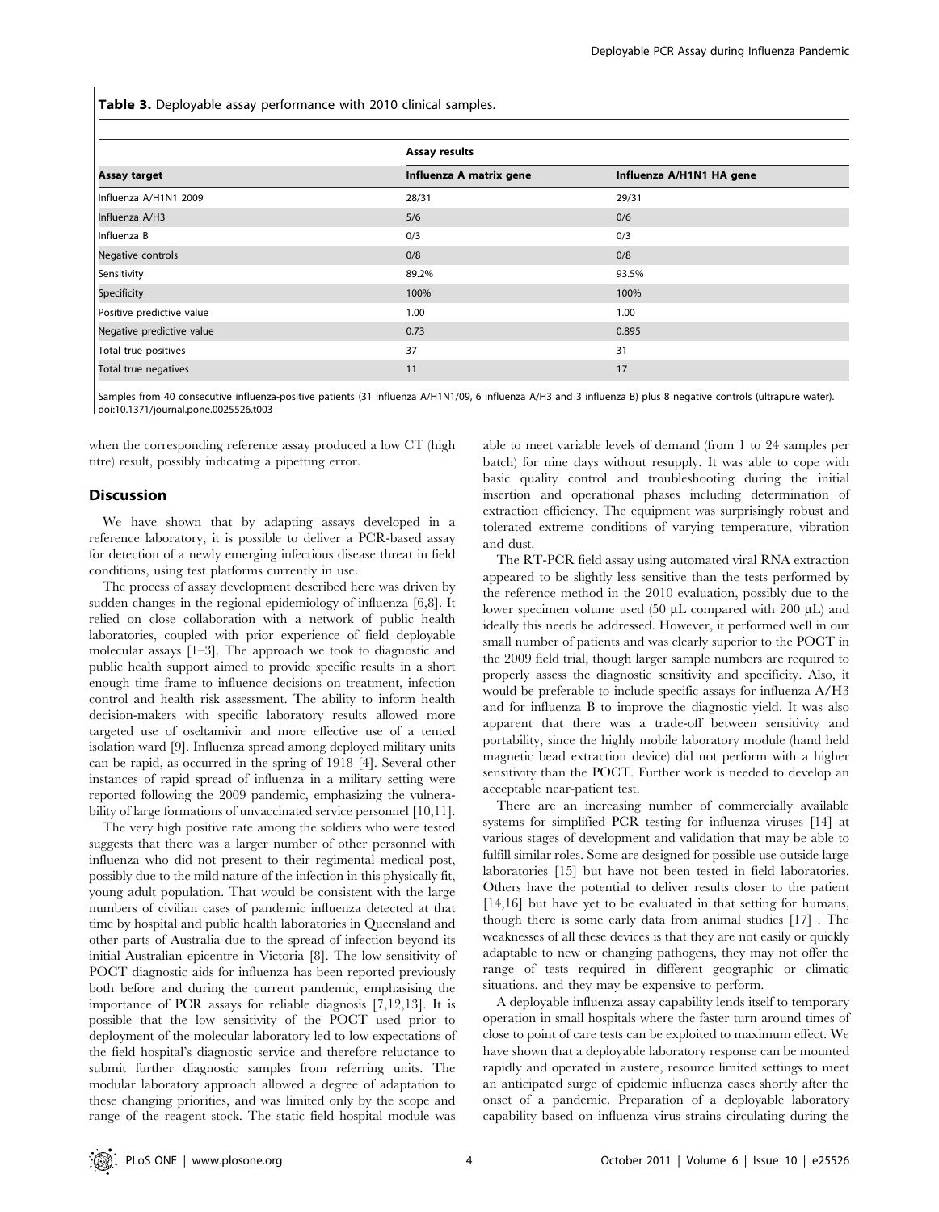**Table 3.** Deployable assay performance with 2010 clinical samples.

| | Assay results | |
|---|---|---|
| **Assay target** | **Influenza A matrix gene** | **Influenza A/H1N1 HA gene** |
| Influenza A/H1N1 2009 | 28/31 | 29/31 |
| Influenza A/H3 | 5/6 | 0/6 |
| Influenza B | 0/3 | 0/3 |
| Negative controls | 0/8 | 0/8 |
| Sensitivity | 89.2% | 93.5% |
| Specificity | 100% | 100% |
| Positive predictive value | 1.00 | 1.00 |
| Negative predictive value | 0.73 | 0.895 |
| Total true positives | 37 | 31 |
| Total true negatives | 11 | 17 |

Samples from 40 consecutive influenza-positive patients (31 influenza A/H1N1/09, 6 influenza A/H3 and 3 influenza B) plus 8 negative controls (ultrapure water).
doi:10.1371/journal.pone.0025526.t003

when the corresponding reference assay produced a low CT (high titre) result, possibly indicating a pipetting error.

## Discussion

We have shown that by adapting assays developed in a reference laboratory, it is possible to deliver a PCR-based assay for detection of a newly emerging infectious disease threat in field conditions, using test platforms currently in use.

The process of assay development described here was driven by sudden changes in the regional epidemiology of influenza [6,8]. It relied on close collaboration with a network of public health laboratories, coupled with prior experience of field deployable molecular assays [1–3]. The approach we took to diagnostic and public health support aimed to provide specific results in a short enough time frame to influence decisions on treatment, infection control and health risk assessment. The ability to inform health decision-makers with specific laboratory results allowed more targeted use of oseltamivir and more effective use of a tented isolation ward [9]. Influenza spread among deployed military units can be rapid, as occurred in the spring of 1918 [4]. Several other instances of rapid spread of influenza in a military setting were reported following the 2009 pandemic, emphasizing the vulnerability of large formations of unvaccinated service personnel [10,11].

The very high positive rate among the soldiers who were tested suggests that there was a larger number of other personnel with influenza who did not present to their regimental medical post, possibly due to the mild nature of the infection in this physically fit, young adult population. That would be consistent with the large numbers of civilian cases of pandemic influenza detected at that time by hospital and public health laboratories in Queensland and other parts of Australia due to the spread of infection beyond its initial Australian epicentre in Victoria [8]. The low sensitivity of POCT diagnostic aids for influenza has been reported previously both before and during the current pandemic, emphasising the importance of PCR assays for reliable diagnosis [7,12,13]. It is possible that the low sensitivity of the POCT used prior to deployment of the molecular laboratory led to low expectations of the field hospital's diagnostic service and therefore reluctance to submit further diagnostic samples from referring units. The modular laboratory approach allowed a degree of adaptation to these changing priorities, and was limited only by the scope and range of the reagent stock. The static field hospital module was able to meet variable levels of demand (from 1 to 24 samples per batch) for nine days without resupply. It was able to cope with basic quality control and troubleshooting during the initial insertion and operational phases including determination of extraction efficiency. The equipment was surprisingly robust and tolerated extreme conditions of varying temperature, vibration and dust.

The RT-PCR field assay using automated viral RNA extraction appeared to be slightly less sensitive than the tests performed by the reference method in the 2010 evaluation, possibly due to the lower specimen volume used (50 µL compared with 200 µL) and ideally this needs be addressed. However, it performed well in our small number of patients and was clearly superior to the POCT in the 2009 field trial, though larger sample numbers are required to properly assess the diagnostic sensitivity and specificity. Also, it would be preferable to include specific assays for influenza A/H3 and for influenza B to improve the diagnostic yield. It was also apparent that there was a trade-off between sensitivity and portability, since the highly mobile laboratory module (hand held magnetic bead extraction device) did not perform with a higher sensitivity than the POCT. Further work is needed to develop an acceptable near-patient test.

There are an increasing number of commercially available systems for simplified PCR testing for influenza viruses [14] at various stages of development and validation that may be able to fulfill similar roles. Some are designed for possible use outside large laboratories [15] but have not been tested in field laboratories. Others have the potential to deliver results closer to the patient [14,16] but have yet to be evaluated in that setting for humans, though there is some early data from animal studies [17] . The weaknesses of all these devices is that they are not easily or quickly adaptable to new or changing pathogens, they may not offer the range of tests required in different geographic or climatic situations, and they may be expensive to perform.

A deployable influenza assay capability lends itself to temporary operation in small hospitals where the faster turn around times of close to point of care tests can be exploited to maximum effect. We have shown that a deployable laboratory response can be mounted rapidly and operated in austere, resource limited settings to meet an anticipated surge of epidemic influenza cases shortly after the onset of a pandemic. Preparation of a deployable laboratory capability based on influenza virus strains circulating during the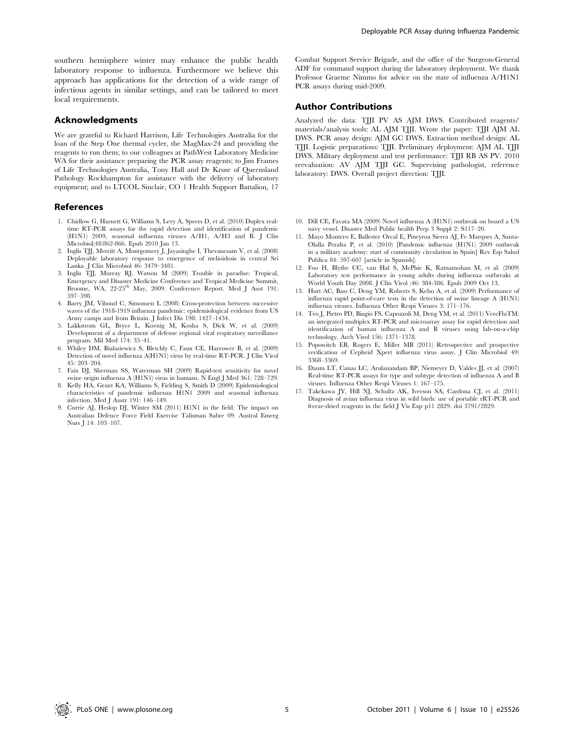southern hemisphere winter may enhance the public health laboratory response to influenza. Furthermore we believe this approach has applications for the detection of a wide range of infectious agents in similar settings, and can be tailored to meet local requirements.

## Acknowledgments

We are grateful to Richard Harrison, Life Technologies Australia for the loan of the Step One thermal cycler, the MagMax-24 and providing the reagents to run them; to our colleagues at PathWest Laboratory Medicine WA for their assistance preparing the PCR assay reagents; to Jim Frames of Life Technologies Australia, Tony Hall and Dr Kruse of Queensland Pathology Rockhampton for assistance with the delivery of laboratory equipment; and to LTCOL Sinclair, CO 1 Health Support Battalion, 17 Combat Support Service Brigade, and the office of the Surgeon-General ADF for command support during the laboratory deployment. We thank Professor Graeme Nimmo for advice on the state of influenza A/H1N1 PCR assays during mid-2009.

## Author Contributions

Analyzed the data: TJJI PV AS AJM DWS. Contributed reagents/materials/analysis tools: AL AJM TJJI. Wrote the paper: TJJI AJM AL DWS. PCR assay design: AJM GC DWS. Extraction method design: AL TJJI. Logistic preparations: TJJI. Preliminary deployment: AJM AL TJJI DWS. Military deployment and test performance: TJJI RB AS PV. 2010 reevaluation: AV AJM TJJI GC. Supervising pathologist, reference laboratory: DWS. Overall project direction: TJJI.

## References

1. Chidlow G, Harnett G, Williams S, Levy A, Speers D, et al. (2010) Duplex real-time RT-PCR assays for the rapid detection and identification of pandemic (H1N1) 2009, seasonal influenza viruses A/H1, A/H3 and B. J Clin Microbiol;48:862-866. Epub 2010 Jan 13.
2. Inglis TJJ, Merritt A, Montgomery J, Jayasinghe I, Thevanesam V, et al. (2008) Deployable laboratory response to emergence of melioidosis in central Sri Lanka. J Clin Microbiol 46: 3479–3481.
3. Inglis TJJ, Murray RJ, Watson M (2009) Trouble in paradise: Tropical, Emergency and Disaster Medicine Conference and Tropical Medicine Summit, Broome, WA, 22-25th May, 2009. Conference Report. Med J Aust 191: 597–598.
4. Barry JM, Viboud C, Simonsen L (2008) Cross-protection between successive waves of the 1918-1919 influenza pandemic: epidemiological evidence from US Army camps and from Britain. J Infect Dis 198: 1427–1434.
5. Lakkstrom GL, Bryce L, Koenig M, Kosha S, Dick W, et al. (2009) Development of a department of defense regional viral respiratory surveillance program. Mil Med 174: 35–41.
6. Whiley DM, Bialasiewicz S, Bletchly C, Faux CE, Harrower B, et al. (2009) Detection of novel influenza A(H1N1) virus by real-time RT-PCR. J Clin Virol 45: 203–204.
7. Faix DJ, Sherman SS, Waterman SH (2009) Rapid-test sensitivity for novel swine origin influenza A (H1N1) virus in humans. N Engl J Med 361: 728–729.
8. Kelly HA, Grant KA, Williams S, Fielding S, Smith D (2009) Epidemiological characteristics of pandemic influenza H1N1 2009 and seasonal influenza infection. Med J Austr 191: 146–149.
9. Currie AJ, Heslop DJ, Winter SM (2011) H1N1 in the field: The impact on Australian Defence Force Field Exercise Talisman Sabre 09. Austral Emerg Nurs J 14: 103–107.
10. Dill CE, Favata MA (2009) Novel influenza A (H1N1) outbreak on board a US navy vessel. Disaster Med Public health Prep 3 Suppl 2: S117–20.
11. Mayo Montero E, Ballester Orcal E, Pineyroa Sierra AJ, Fe Marques A, Santa-Olalla Peralta P, et al. (2010) [Pandemic influenza (H1N1) 2009 outbreak in a military academy: start of community circulation in Spain] Rev Esp Salud Publica 84: 597-607 [article in Spanish].
12. Foo H, Blythe CC, van Hal S, McPhie K, Ratnamohan M, et al. (2009) Laboratory test performance in young adults during influenza outbreaks at World Youth Day 2008. J Clin Virol ;46: 384-386. Epub 2009 Oct 13.
13. Hurt AC, Bass C, Deng YM, Roberts S, Kelso A, et al. (2009) Performance of influenza rapid point-of-care tests in the detection of swine lineage A (H1N1) influenza viruses. Influenza Other Respi Viruses 3: 171–176.
14. Teo J, Pietro PD, Biagio FS, Capozzoli M, Deng YM, et al. (2011) VereFluTM: an integrated multiplex RT-PCR and microarray assay for rapid detection and identification of human influenza A and B viruses using lab-on-a-chip technology. Arch Virol 156: 1371–1378.
15. Popowitch EB, Rogers E, Miller MB (2011) Retrospective and prospective verification of Cepheid Xpert influenza virus assay. J Clin Microbiol 49: 3368–3369.
16. Daum LT, Canas LC, Arulanandam BP, Niemeyer D, Valdes JJ, et al. (2007) Real-time RT-PCR assays for type and subtype detection of influenza A and B viruses. Influenza Other Respi Viruses 1: 167–175.
17. Takekawa JY, Hill NJ, Schultz AK, Iverson SA, Cardona CJ, et al. (2011) Diagnosis of avian influenza virus in wild birds: use of portable rRT-PCR and freeze-dried reagents in the field J Vis Exp p11 2829. doi 3791/2829.